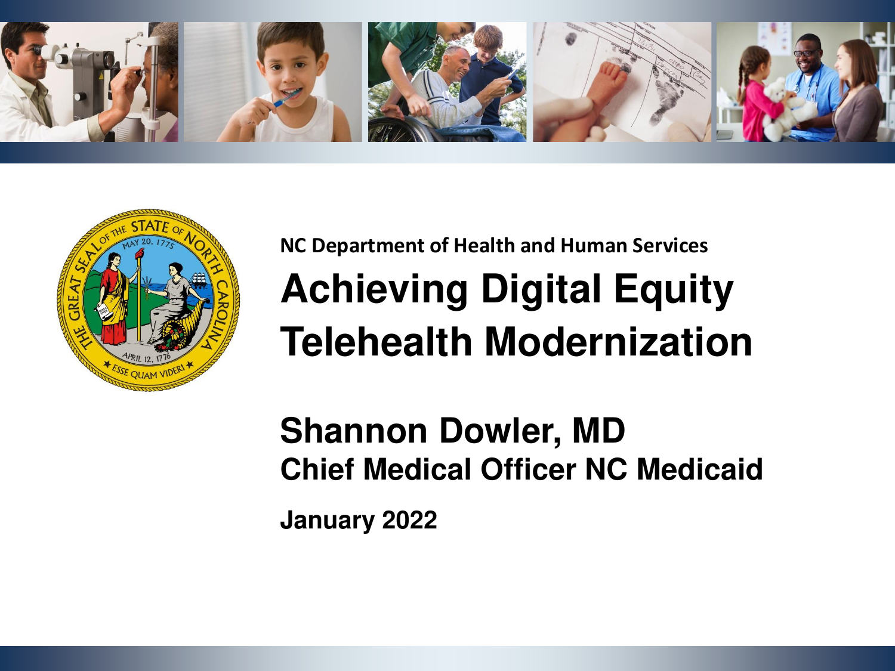NC Department of Health and Human Services

# Achieving Digital Equity Telehealth Modernization

## Shannon Dowler, MD

**Chief Medical Officer NC Medicaid**

**January 2022**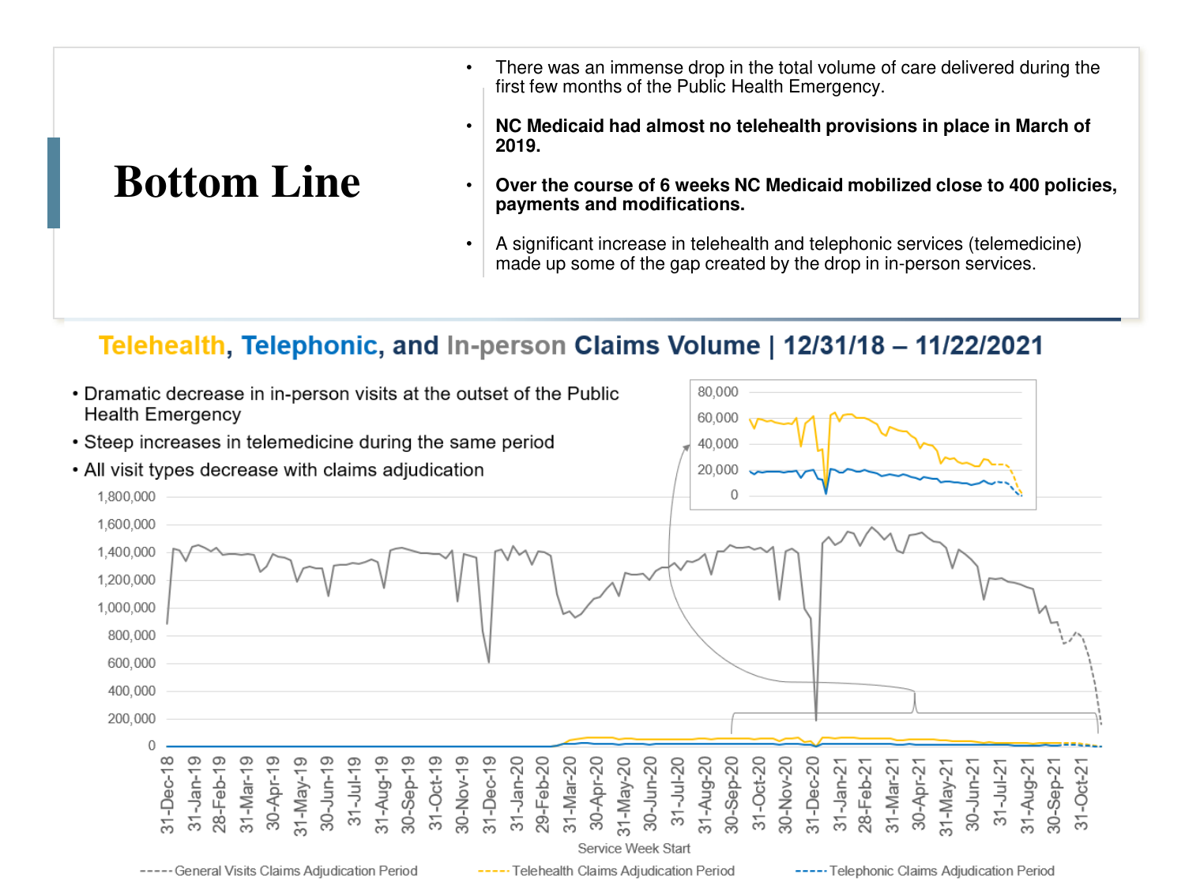# Bottom Line

- There was an immense drop in the total volume of care delivered during the first few months of the Public Health Emergency.
- **NC Medicaid had almost no telehealth provisions in place in March of 2019.**
- **Over the course of 6 weeks NC Medicaid mobilized close to 400 policies, payments and modifications.**
- A significant increase in telehealth and telephonic services (telemedicine) made up some of the gap created by the drop in in-person services.

## Telehealth, Telephonic, and In-person Claims Volume | 12/31/18 – 11/22/2021

- Dramatic decrease in in-person visits at the outset of the Public Health Emergency
- Steep increases in telemedicine during the same period
- All visit types decrease with claims adjudication

Service Week Start

General Visits Claims Adjudication Period | Telehealth Claims Adjudication Period | Telephonic Claims Adjudication Period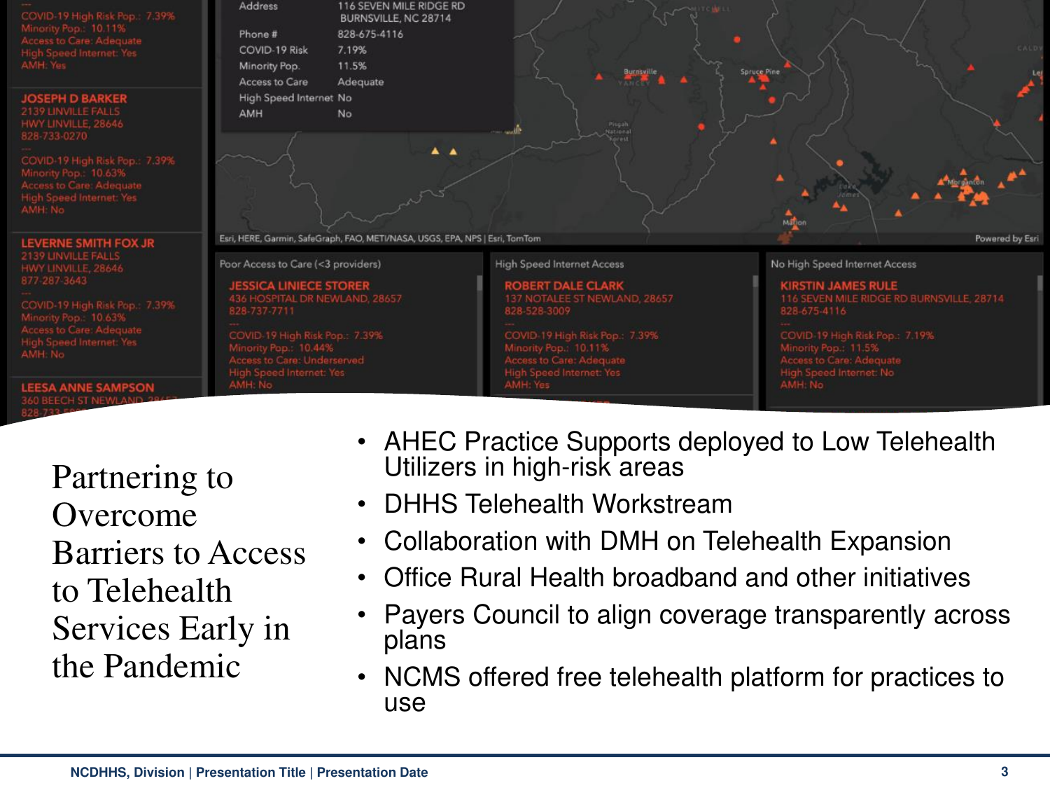# Partnering to Overcome Barriers to Access to Telehealth Services Early in the Pandemic

- AHEC Practice Supports deployed to Low Telehealth Utilizers in high-risk areas
- DHHS Telehealth Workstream
- Collaboration with DMH on Telehealth Expansion
- Office Rural Health broadband and other initiatives
- Payers Council to align coverage transparently across plans
- NCMS offered free telehealth platform for practices to use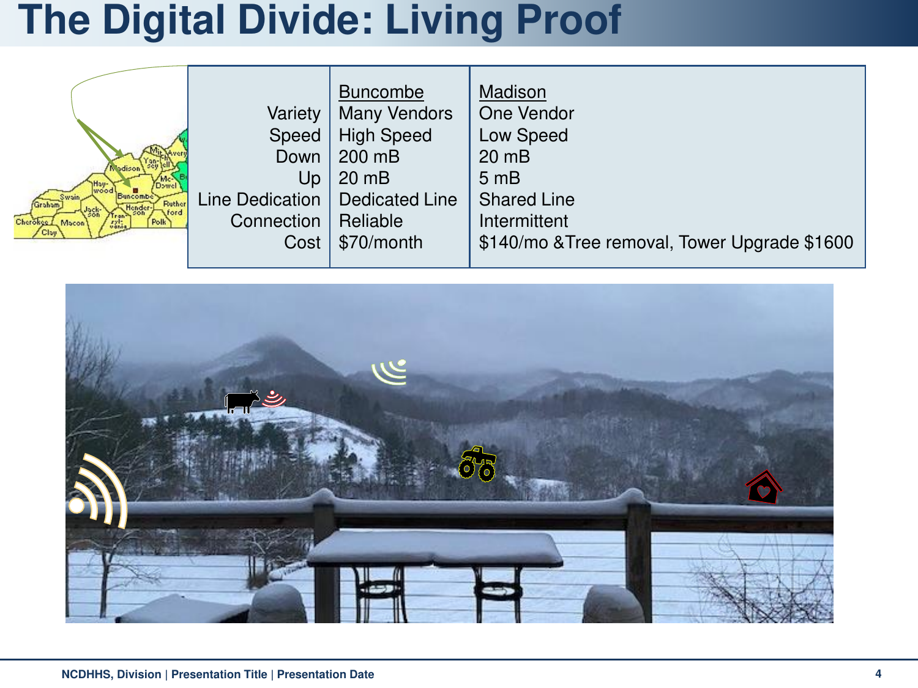# The Digital Divide: Living Proof

| | Buncombe | Madison |
|---|---|---|
| Variety | Many Vendors | One Vendor |
| Speed | High Speed | Low Speed |
| Down | 200 mB | 20 mB |
| Up | 20 mB | 5 mB |
| Line Dedication | Dedicated Line | Shared Line |
| Connection | Reliable | Intermittent |
| Cost | $70/month | $140/mo &Tree removal, Tower Upgrade $1600 |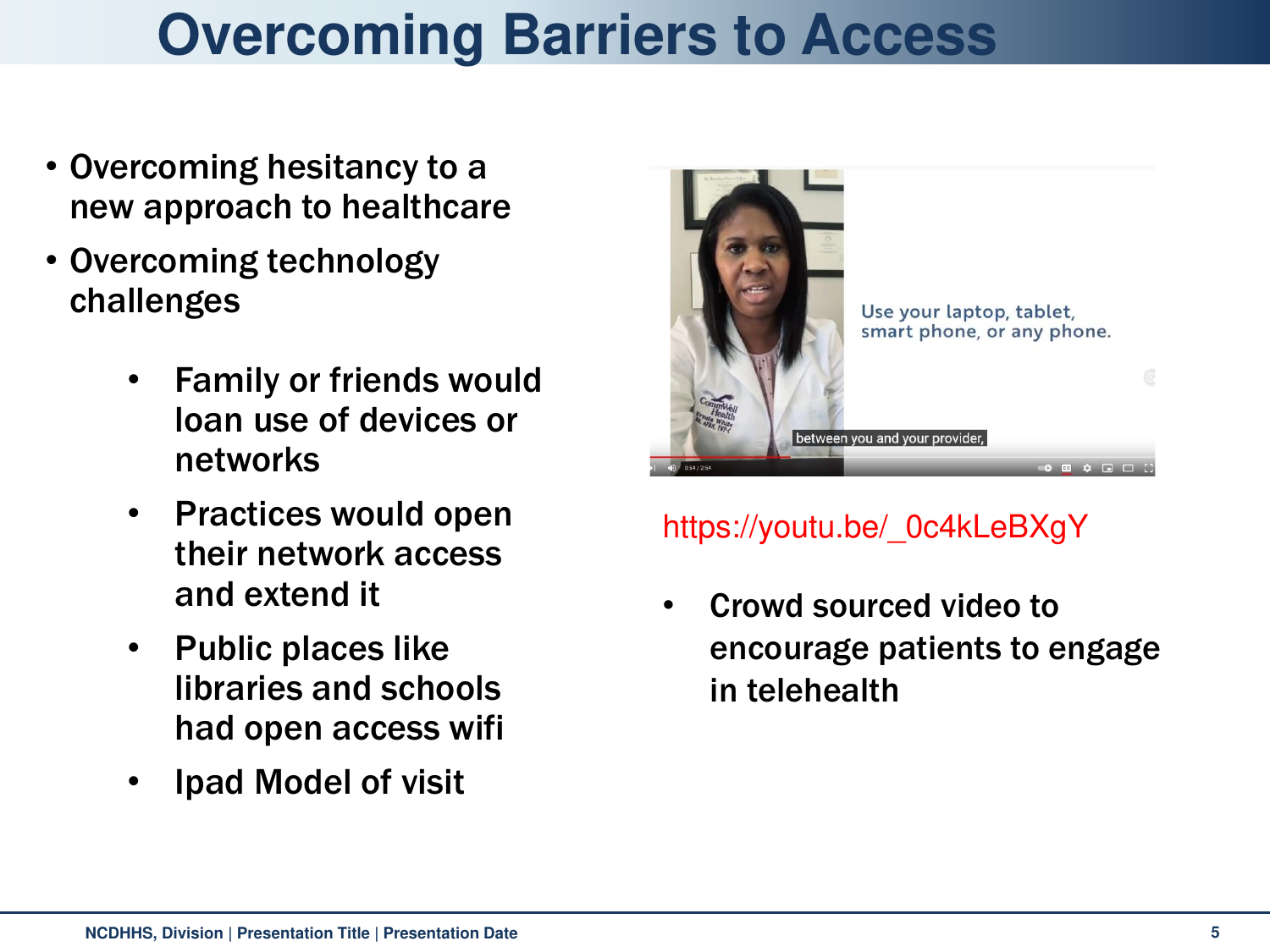# Overcoming Barriers to Access

- Overcoming hesitancy to a new approach to healthcare
- Overcoming technology challenges
    - Family or friends would loan use of devices or networks
    - Practices would open their network access and extend it
    - Public places like libraries and schools had open access wifi
    - Ipad Model of visit

https://youtu.be/_0c4kLeBXgY

- Crowd sourced video to encourage patients to engage in telehealth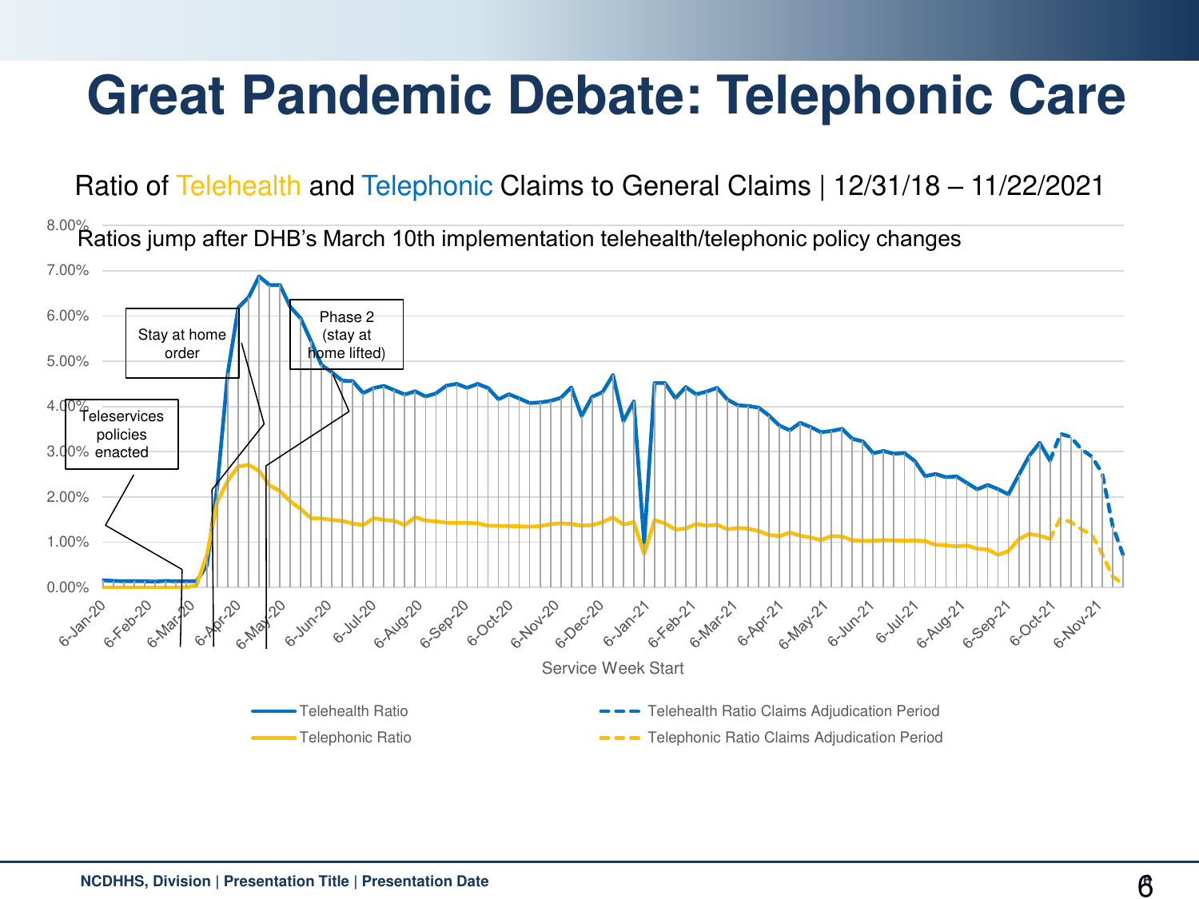# Great Pandemic Debate: Telephonic Care

Ratio of Telehealth and Telephonic Claims to General Claims | 12/31/18 – 11/22/2021

Ratios jump after DHB's March 10th implementation telehealth/telephonic policy changes

Teleservices policies enacted

Stay at home order

Phase 2 (stay at home lifted)

Service Week Start

Telehealth Ratio | Telehealth Ratio Claims Adjudication Period | Telephonic Ratio | Telephonic Ratio Claims Adjudication Period

NCDHHS, Division | Presentation Title | Presentation Date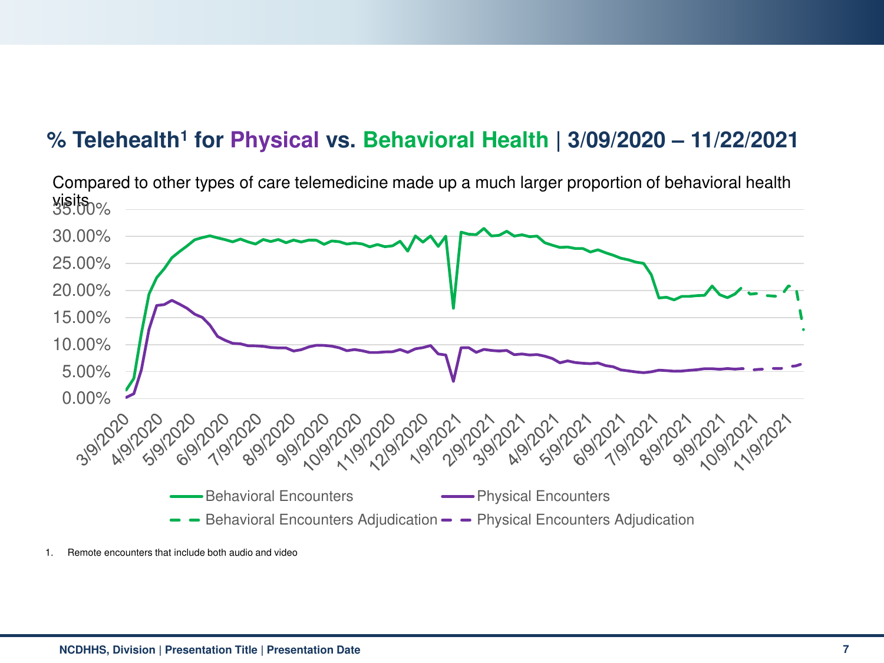## % Telehealth[1] for Physical vs. Behavioral Health | 3/09/2020 – 11/22/2021

Compared to other types of care telemedicine made up a much larger proportion of behavioral health visits

1. Remote encounters that include both audio and video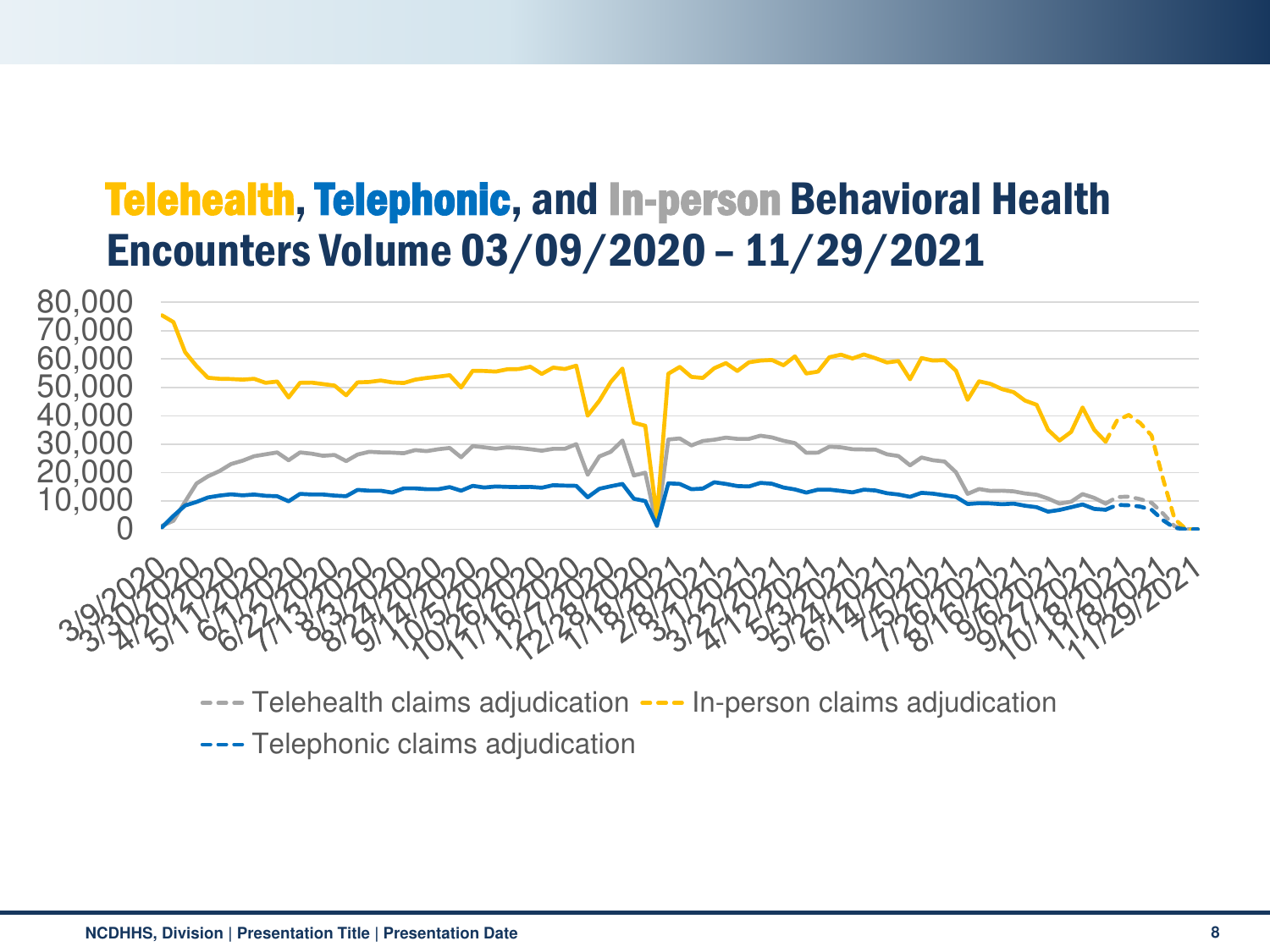# Telehealth, Telephonic, and In-person Behavioral Health Encounters Volume 03/09/2020 – 11/29/2021

80,000
70,000
60,000
50,000
40,000
30,000
20,000
10,000
0

3/9/2020, 3/30/2020, 4/20/2020, 5/11/2020, 6/1/2020, 6/22/2020, 7/13/2020, 8/3/2020, 8/24/2020, 9/14/2020, 10/5/2020, 10/26/2020, 11/16/2020, 12/7/2020, 12/28/2020, 1/18/2021, 2/8/2021, 3/1/2021, 3/22/2021, 4/12/2021, 5/3/2021, 5/24/2021, 6/14/2021, 7/5/2021, 7/26/2021, 8/16/2021, 9/6/2021, 9/27/2021, 10/18/2021, 11/8/2021, 11/29/2021

Telehealth claims adjudication | In-person claims adjudication | Telephonic claims adjudication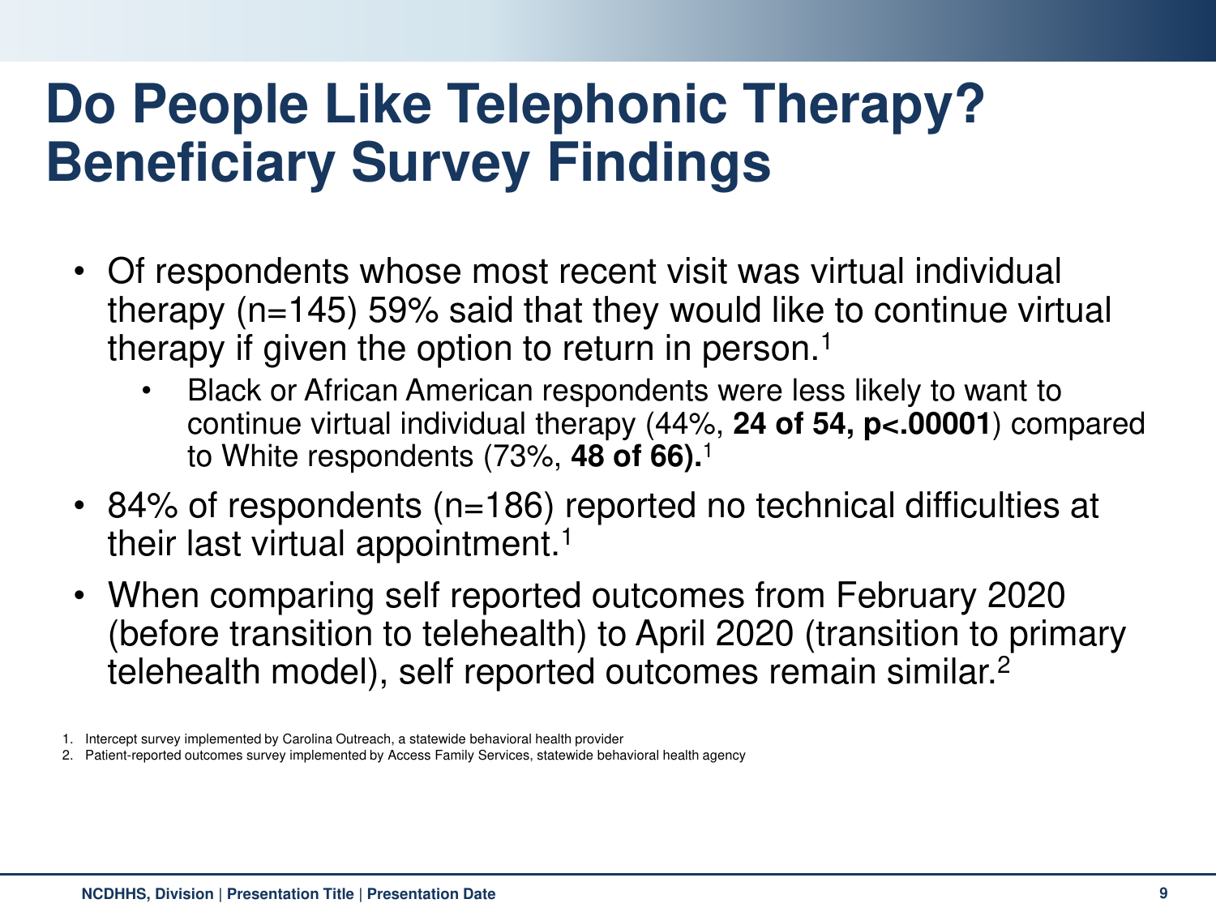# Do People Like Telephonic Therapy? Beneficiary Survey Findings

- Of respondents whose most recent visit was virtual individual therapy (n=145) 59% said that they would like to continue virtual therapy if given the option to return in person.[1]
  - Black or African American respondents were less likely to want to continue virtual individual therapy (44%, **24 of 54, $p<.00001$**) compared to White respondents (73%, **48 of 66).**[1]
- 84% of respondents (n=186) reported no technical difficulties at their last virtual appointment.[1]
- When comparing self reported outcomes from February 2020 (before transition to telehealth) to April 2020 (transition to primary telehealth model), self reported outcomes remain similar.[2]

1. Intercept survey implemented by Carolina Outreach, a statewide behavioral health provider
2. Patient-reported outcomes survey implemented by Access Family Services, statewide behavioral health agency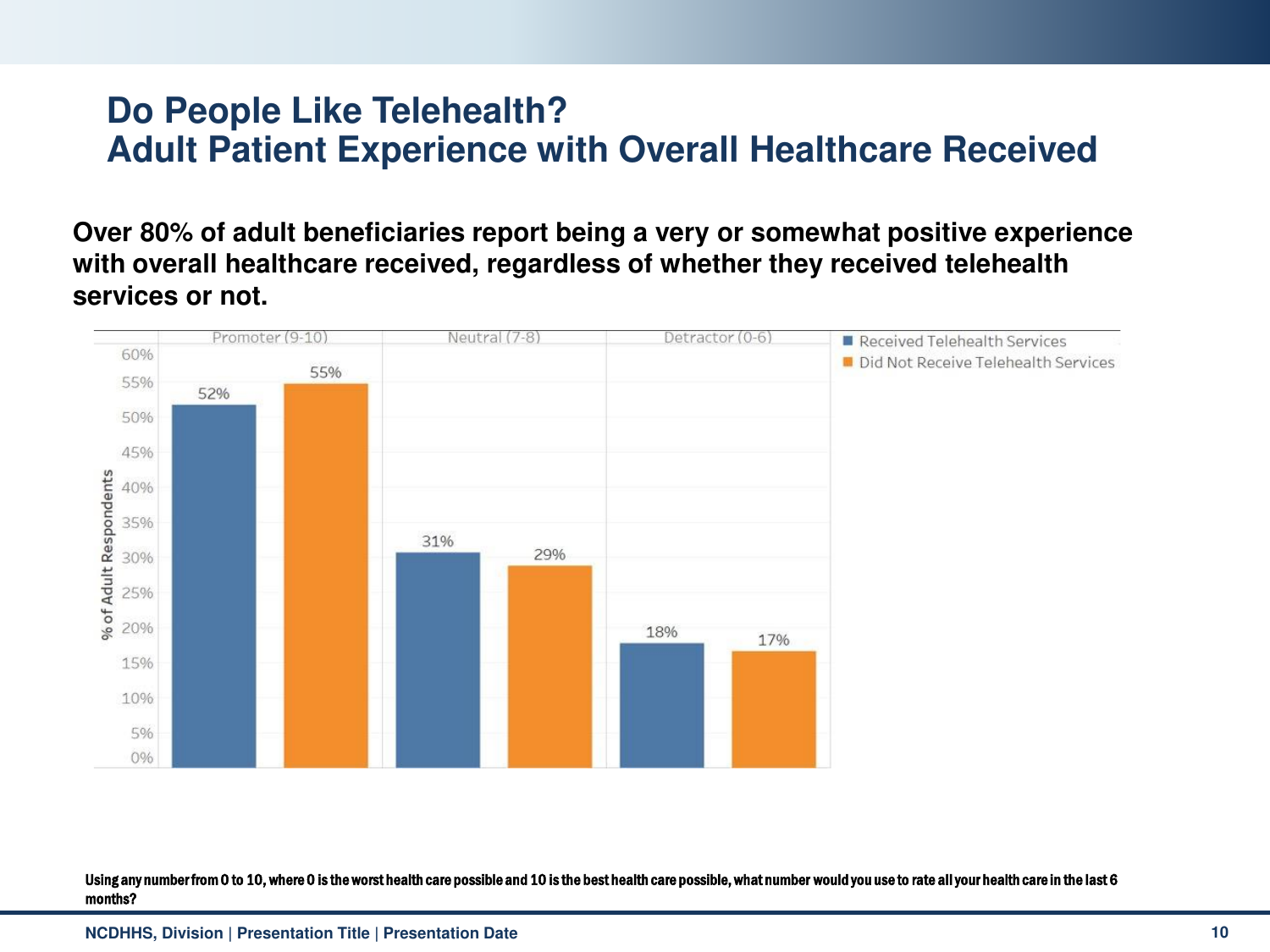# Do People Like Telehealth?
# Adult Patient Experience with Overall Healthcare Received

**Over 80% of adult beneficiaries report being a very or somewhat positive experience with overall healthcare received, regardless of whether they received telehealth services or not.**

| % of Adult Respondents | Received Telehealth Services | Did Not Receive Telehealth Services |
|---|---|---|
| Promoter (9-10) | 52% | 55% |
| Neutral (7-8) | 31% | 29% |
| Detractor (0-6) | 18% | 17% |

**Using any number from 0 to 10, where 0 is the worst health care possible and 10 is the best health care possible, what number would you use to rate all your health care in the last 6 months?**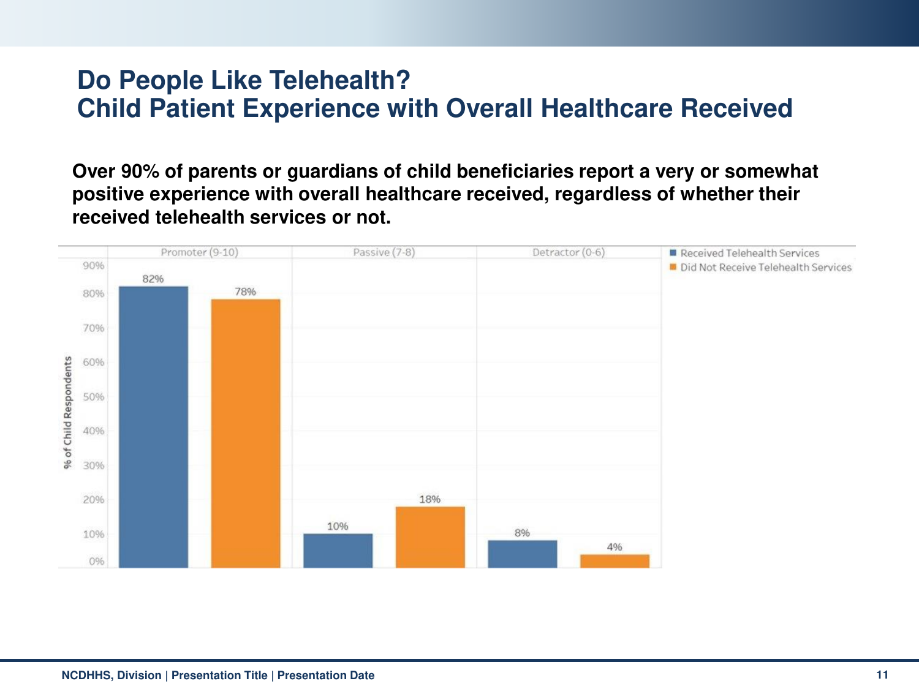# Do People Like Telehealth?
# Child Patient Experience with Overall Healthcare Received

**Over 90% of parents or guardians of child beneficiaries report a very or somewhat positive experience with overall healthcare received, regardless of whether their received telehealth services or not.**

| % of Child Respondents | Promoter (9-10) | Passive (7-8) | Detractor (0-6) |
|---|---|---|---|
| Received Telehealth Services | 82% | 10% | 8% |
| Did Not Receive Telehealth Services | 78% | 18% | 4% |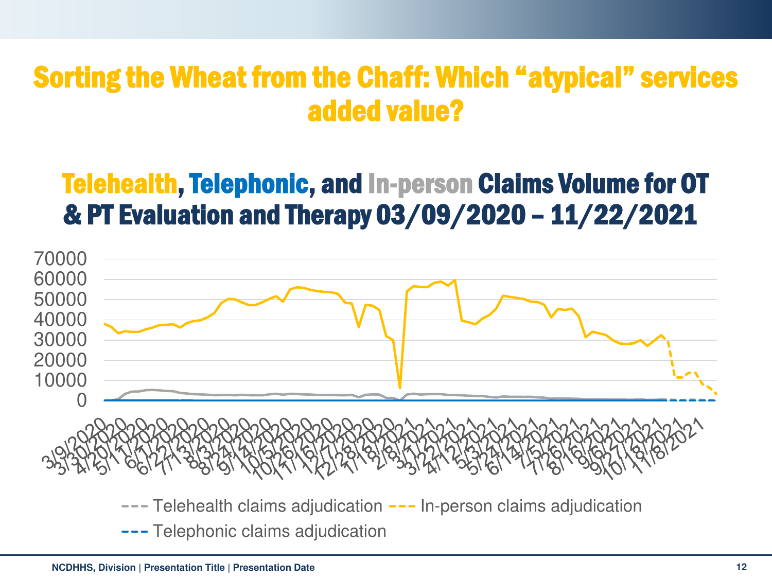# Sorting the Wheat from the Chaff: Which "atypical" services added value?

## Telehealth, Telephonic, and In-person Claims Volume for OT & PT Evaluation and Therapy 03/09/2020 – 11/22/2021

Y-axis: 0, 10000, 20000, 30000, 40000, 50000, 60000, 70000

X-axis: 3/9/2020, 3/30/2020, 4/20/2020, 5/11/2020, 6/1/2020, 6/22/2020, 7/13/2020, 8/3/2020, 8/24/2020, 9/14/2020, 10/5/2020, 10/26/2020, 11/16/2020, 12/7/2020, 12/28/2020, 1/18/2021, 2/8/2021, 3/1/2021, 3/22/2021, 4/12/2021, 5/3/2021, 5/24/2021, 6/14/2021, 7/5/2021, 7/26/2021, 8/16/2021, 9/6/2021, 9/27/2021, 10/18/2021, 11/8/2021

Legend: Telehealth claims adjudication; In-person claims adjudication; Telephonic claims adjudication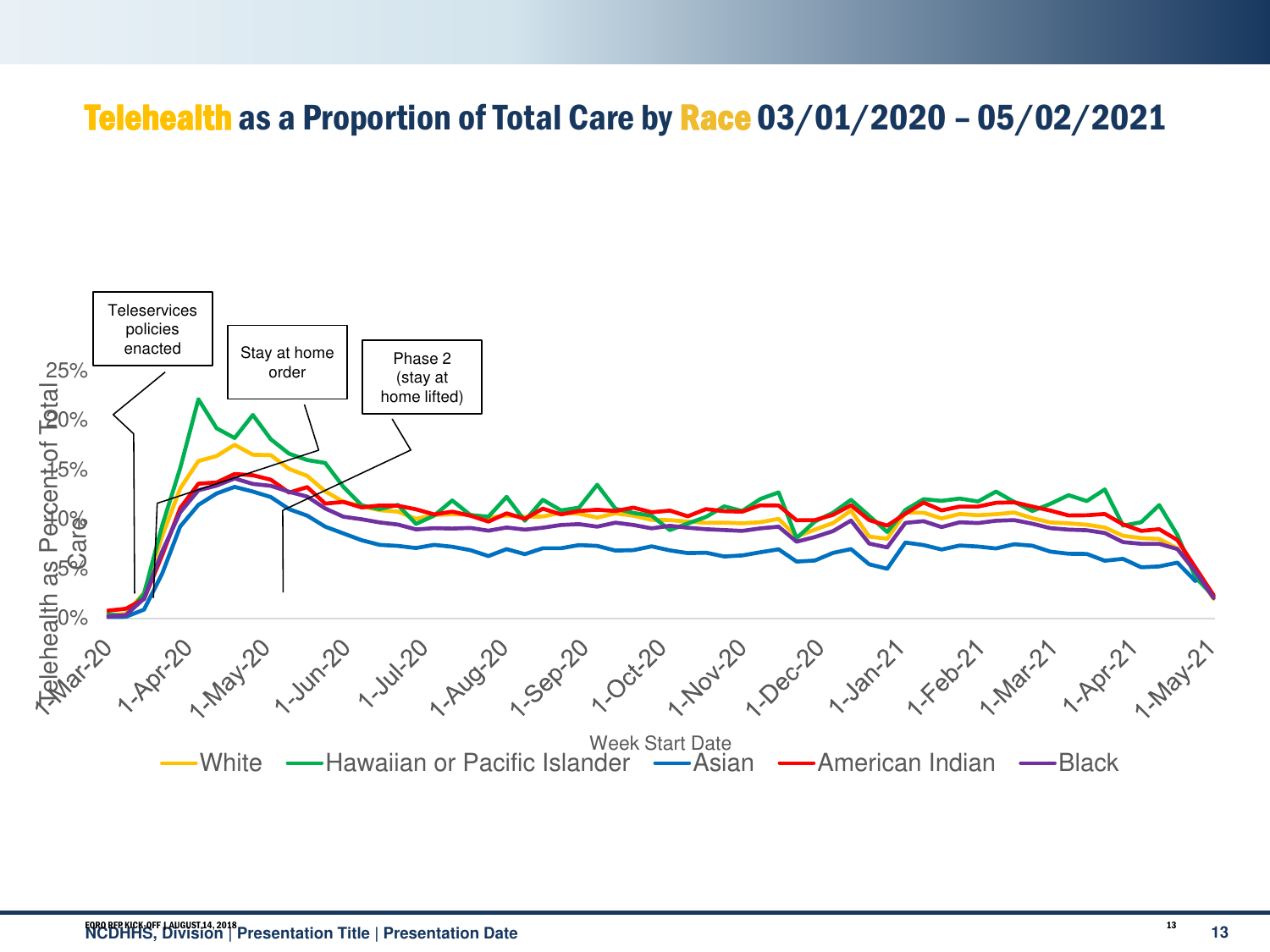# Telehealth as a Proportion of Total Care by Race 03/01/2020 – 05/02/2021

Teleservices policies enacted

Stay at home order

Phase 2 (stay at home lifted)

Telehealth as Percent of Total Care

25%
20%
15%
10%
5%
0%

1-Mar-20 1-Apr-20 1-May-20 1-Jun-20 1-Jul-20 1-Aug-20 1-Sep-20 1-Oct-20 1-Nov-20 1-Dec-20 1-Jan-21 1-Feb-21 1-Mar-21 1-Apr-21 1-May-21

Week Start Date

White   Hawaiian or Pacific Islander   Asian   American Indian   Black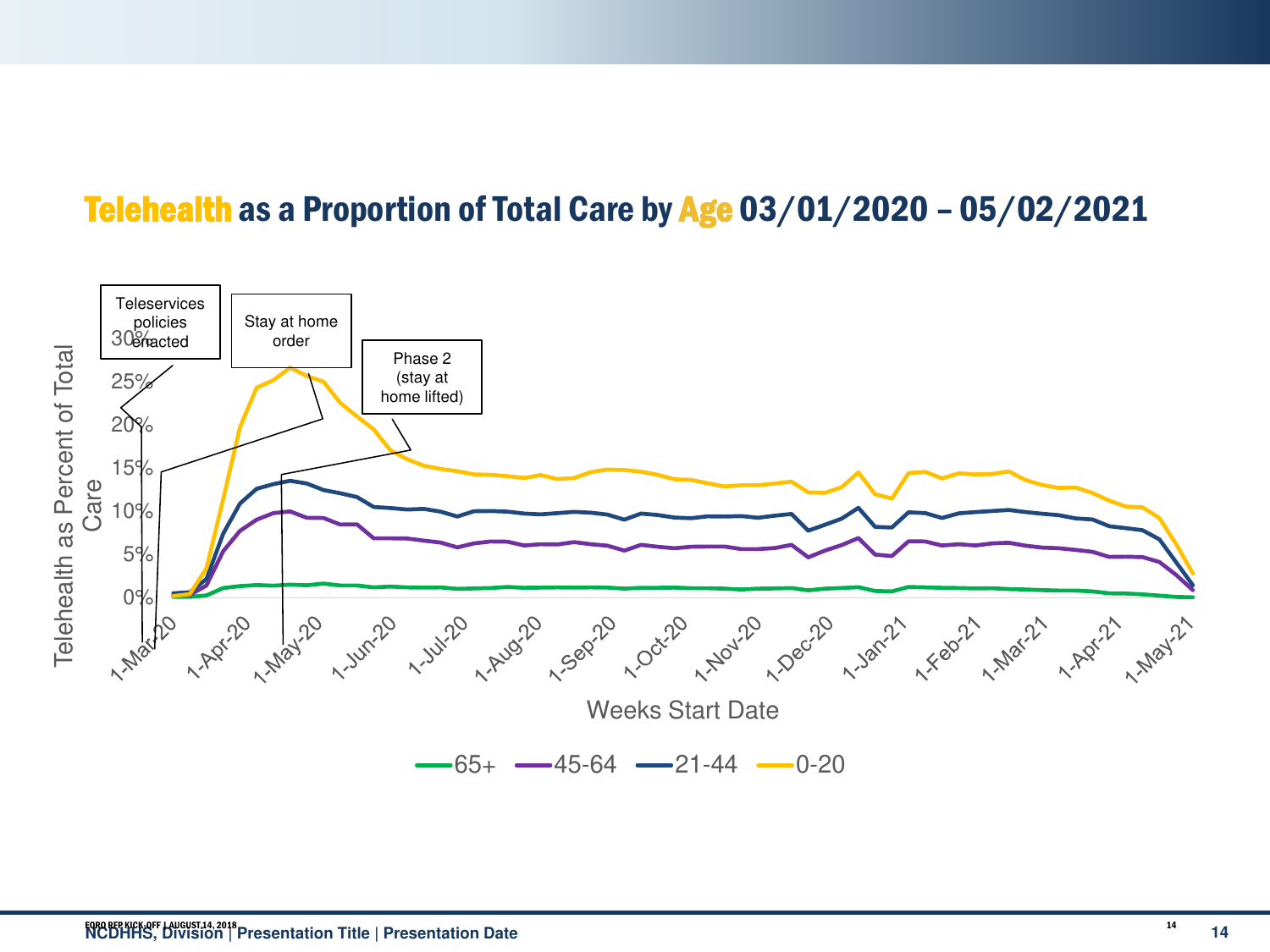## Telehealth as a Proportion of Total Care by Age 03/01/2020 – 05/02/2021

Teleservices policies enacted

Stay at home order

Phase 2 (stay at home lifted)

Telehealth as Percent of Total Care

30%
25%
20%
15%
10%
5%
0%

1-Mar-20, 1-Apr-20, 1-May-20, 1-Jun-20, 1-Jul-20, 1-Aug-20, 1-Sep-20, 1-Oct-20, 1-Nov-20, 1-Dec-20, 1-Jan-21, 1-Feb-21, 1-Mar-21, 1-Apr-21, 1-May-21

Weeks Start Date

65+ 45-64 21-44 0-20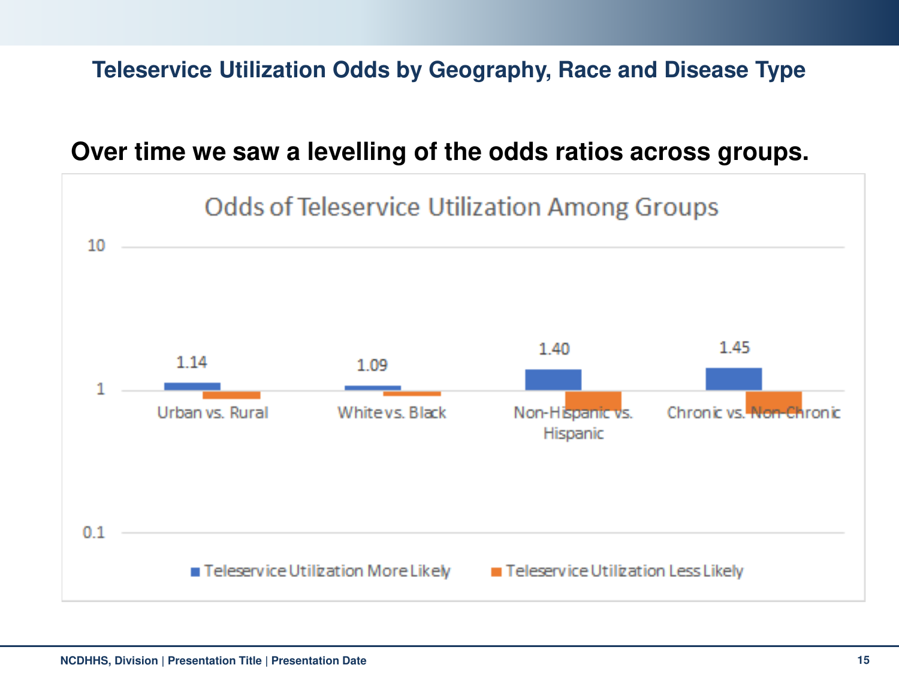## Teleservice Utilization Odds by Geography, Race and Disease Type

**Over time we saw a levelling of the odds ratios across groups.**

Odds of Teleservice Utilization Among Groups

| Group | Teleservice Utilization More Likely |
|---|---|
| Urban vs. Rural | 1.14 |
| White vs. Black | 1.09 |
| Non-Hispanic vs. Hispanic | 1.40 |
| Chronic vs. Non-Chronic | 1.45 |

■ Teleservice Utilization More Likely ■ Teleservice Utilization Less Likely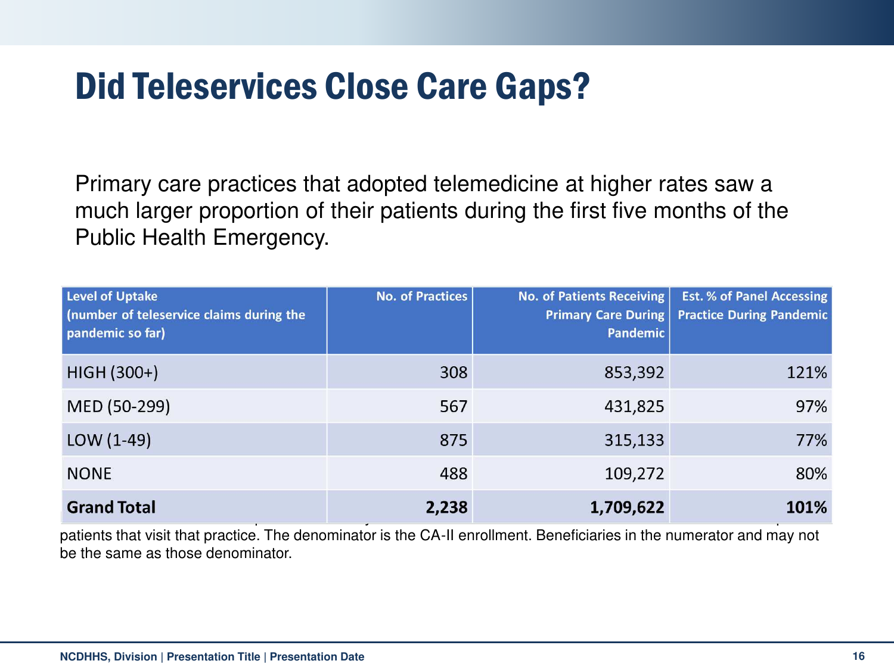# Did Teleservices Close Care Gaps?

Primary care practices that adopted telemedicine at higher rates saw a much larger proportion of their patients during the first five months of the Public Health Emergency.

| Level of Uptake (number of teleservice claims during the pandemic so far) | No. of Practices | No. of Patients Receiving Primary Care During Pandemic | Est. % of Panel Accessing Practice During Pandemic |
|---|---|---|---|
| HIGH (300+) | 308 | 853,392 | 121% |
| MED (50-299) | 567 | 431,825 | 97% |
| LOW (1-49) | 875 | 315,133 | 77% |
| NONE | 488 | 109,272 | 80% |
| **Grand Total** | **2,238** | **1,709,622** | **101%** |

patients that visit that practice. The denominator is the CA-II enrollment. Beneficiaries in the numerator and may not be the same as those denominator.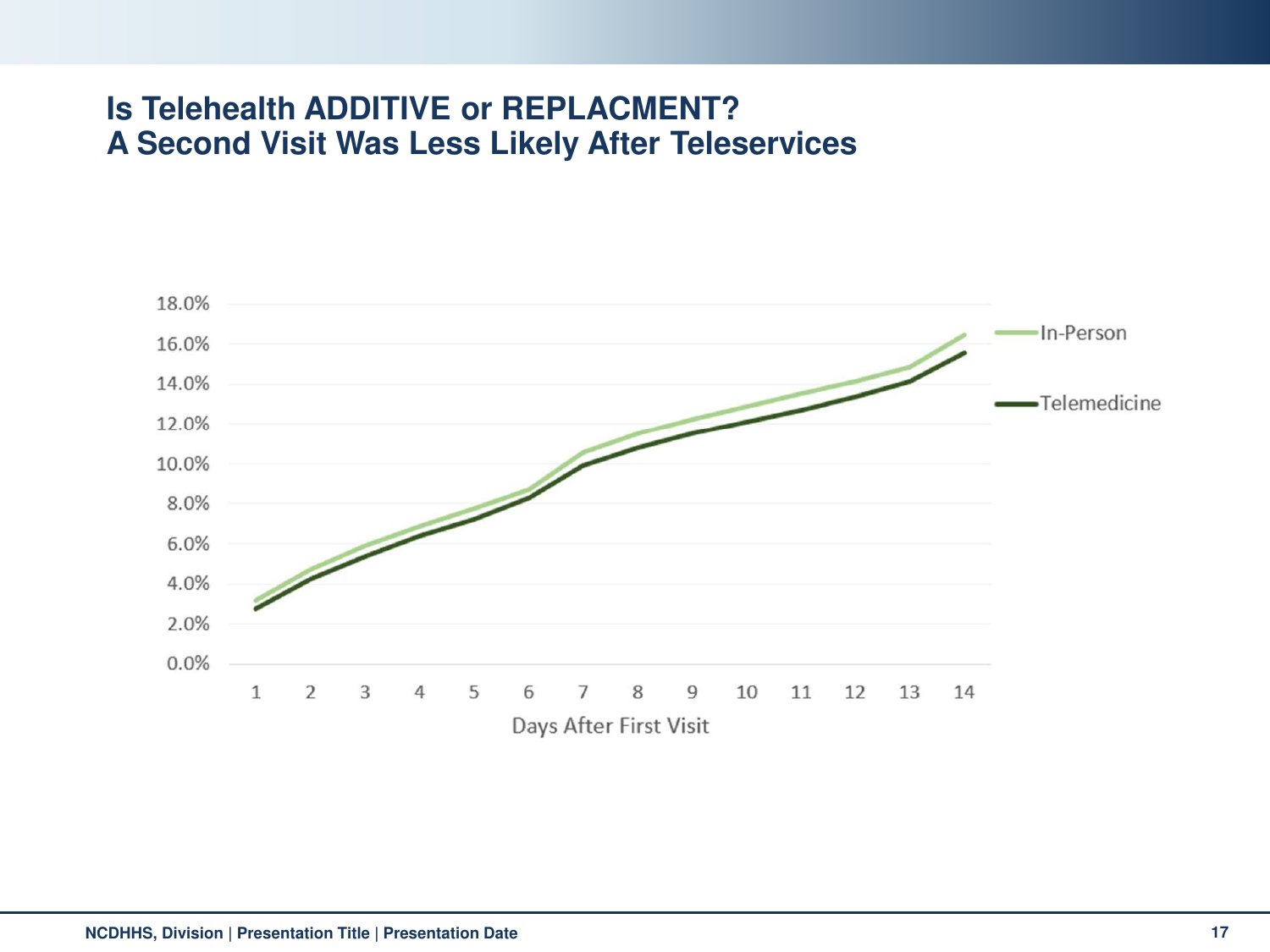# Is Telehealth ADDITIVE or REPLACMENT?
# A Second Visit Was Less Likely After Teleservices

18.0%
16.0%
14.0%
12.0%
10.0%
8.0%
6.0%
4.0%
2.0%
0.0%

1 2 3 4 5 6 7 8 9 10 11 12 13 14

Days After First Visit

In-Person

Telemedicine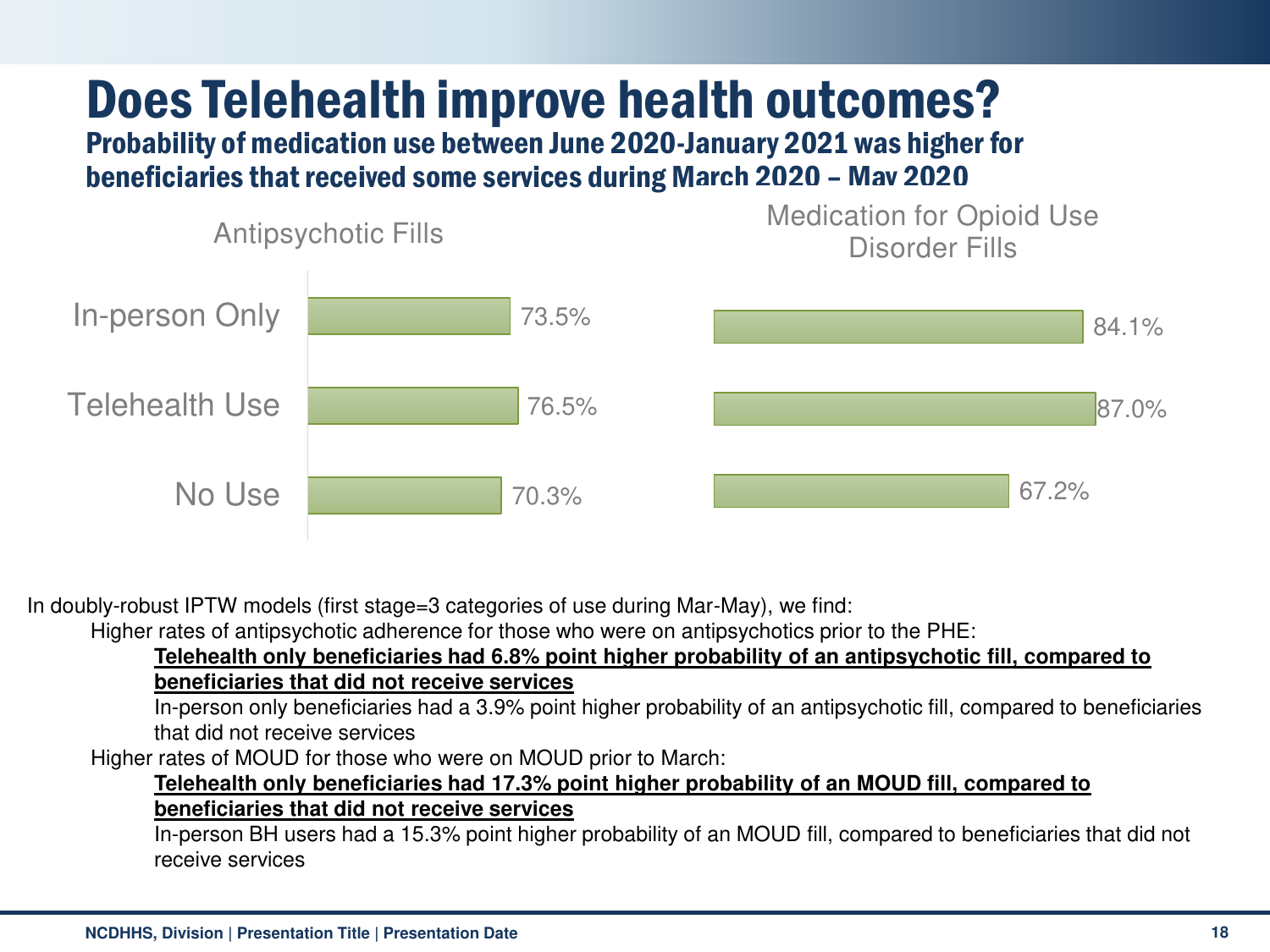# Does Telehealth improve health outcomes?

## Probability of medication use between June 2020-January 2021 was higher for beneficiaries that received some services during March 2020 – May 2020

Antipsychotic Fills

In-person Only
73.5%

Telehealth Use
76.5%

No Use
70.3%

Medication for Opioid Use Disorder Fills

84.1%

87.0%

67.2%

In doubly-robust IPTW models (first stage=3 categories of use during Mar-May), we find:

- Higher rates of antipsychotic adherence for those who were on antipsychotics prior to the PHE:
  - **Telehealth only beneficiaries had 6.8% point higher probability of an antipsychotic fill, compared to beneficiaries that did not receive services**
  - In-person only beneficiaries had a 3.9% point higher probability of an antipsychotic fill, compared to beneficiaries that did not receive services
- Higher rates of MOUD for those who were on MOUD prior to March:
  - **Telehealth only beneficiaries had 17.3% point higher probability of an MOUD fill, compared to beneficiaries that did not receive services**
  - In-person BH users had a 15.3% point higher probability of an MOUD fill, compared to beneficiaries that did not receive services